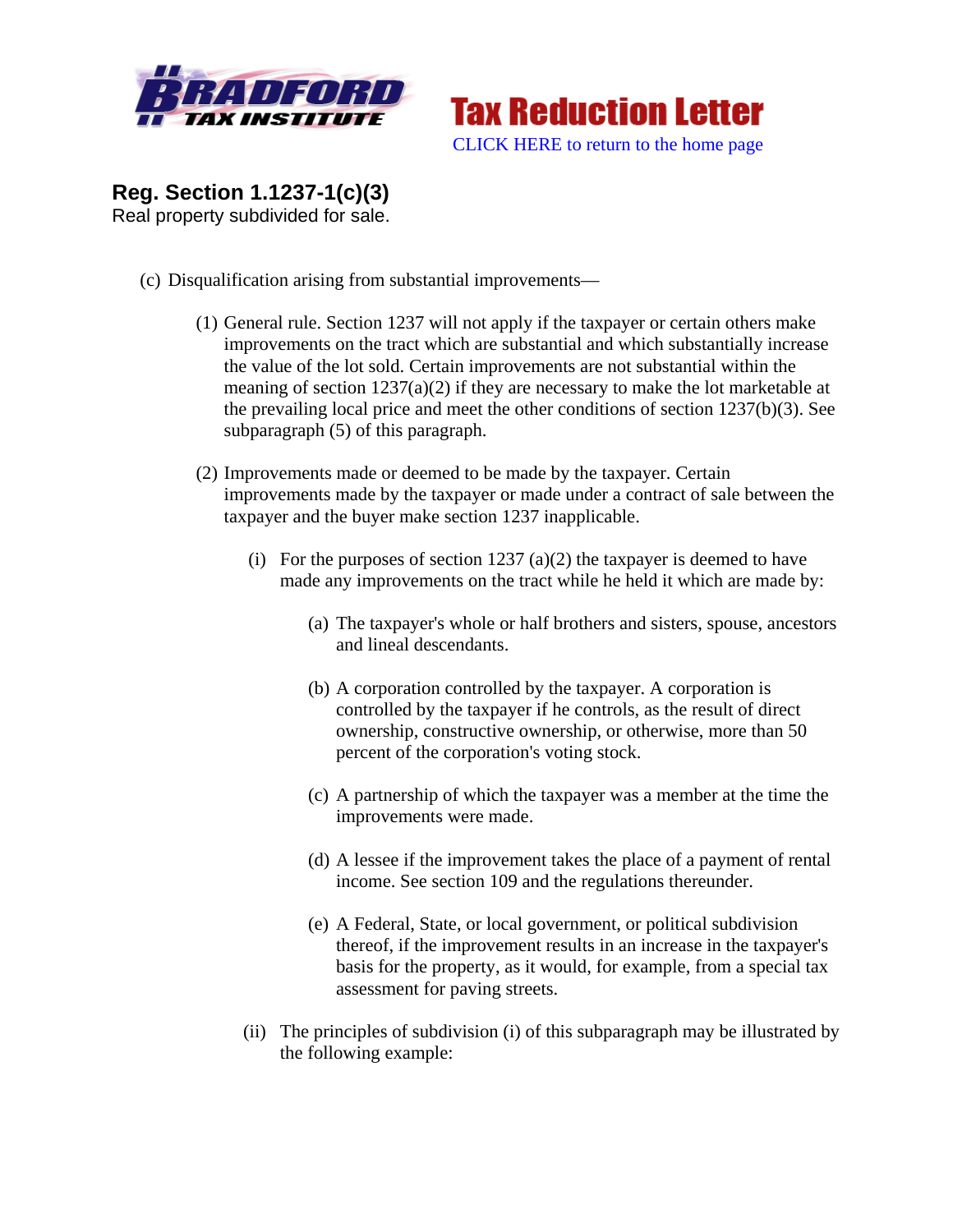Tax Reduction Letter

CLICK HERE to return to the home page

## Reg. Section 1.1237-1(c)(3)

Real property subdivided for sale.

(c) Disqualification arising from substantial improvements—

(1) General rule. Section 1237 will not apply if the taxpayer or certain others make improvements on the tract which are substantial and which substantially increase the value of the lot sold. Certain improvements are not substantial within the meaning of section 1237(a)(2) if they are necessary to make the lot marketable at the prevailing local price and meet the other conditions of section 1237(b)(3). See subparagraph (5) of this paragraph.

(2) Improvements made or deemed to be made by the taxpayer. Certain improvements made by the taxpayer or made under a contract of sale between the taxpayer and the buyer make section 1237 inapplicable.

(i) For the purposes of section 1237 (a)(2) the taxpayer is deemed to have made any improvements on the tract while he held it which are made by:

(a) The taxpayer's whole or half brothers and sisters, spouse, ancestors and lineal descendants.

(b) A corporation controlled by the taxpayer. A corporation is controlled by the taxpayer if he controls, as the result of direct ownership, constructive ownership, or otherwise, more than 50 percent of the corporation's voting stock.

(c) A partnership of which the taxpayer was a member at the time the improvements were made.

(d) A lessee if the improvement takes the place of a payment of rental income. See section 109 and the regulations thereunder.

(e) A Federal, State, or local government, or political subdivision thereof, if the improvement results in an increase in the taxpayer's basis for the property, as it would, for example, from a special tax assessment for paving streets.

(ii) The principles of subdivision (i) of this subparagraph may be illustrated by the following example: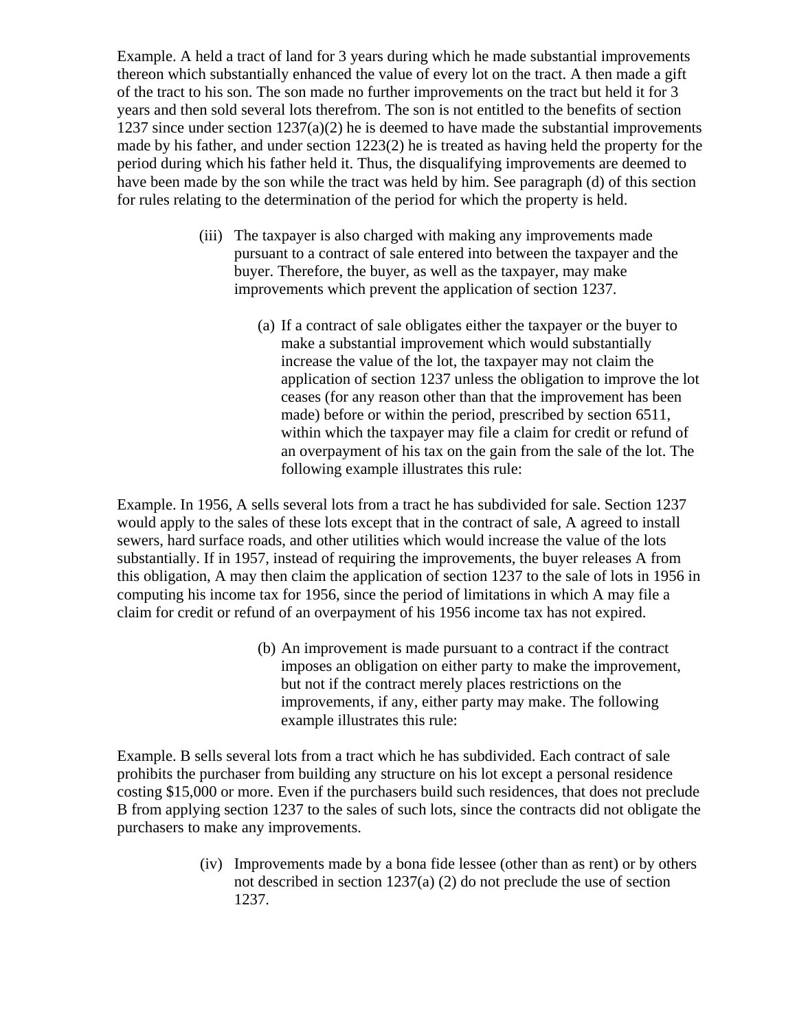Example. A held a tract of land for 3 years during which he made substantial improvements thereon which substantially enhanced the value of every lot on the tract. A then made a gift of the tract to his son. The son made no further improvements on the tract but held it for 3 years and then sold several lots therefrom. The son is not entitled to the benefits of section 1237 since under section 1237(a)(2) he is deemed to have made the substantial improvements made by his father, and under section 1223(2) he is treated as having held the property for the period during which his father held it. Thus, the disqualifying improvements are deemed to have been made by the son while the tract was held by him. See paragraph (d) of this section for rules relating to the determination of the period for which the property is held.

(iii) The taxpayer is also charged with making any improvements made pursuant to a contract of sale entered into between the taxpayer and the buyer. Therefore, the buyer, as well as the taxpayer, may make improvements which prevent the application of section 1237.

(a) If a contract of sale obligates either the taxpayer or the buyer to make a substantial improvement which would substantially increase the value of the lot, the taxpayer may not claim the application of section 1237 unless the obligation to improve the lot ceases (for any reason other than that the improvement has been made) before or within the period, prescribed by section 6511, within which the taxpayer may file a claim for credit or refund of an overpayment of his tax on the gain from the sale of the lot. The following example illustrates this rule:

Example. In 1956, A sells several lots from a tract he has subdivided for sale. Section 1237 would apply to the sales of these lots except that in the contract of sale, A agreed to install sewers, hard surface roads, and other utilities which would increase the value of the lots substantially. If in 1957, instead of requiring the improvements, the buyer releases A from this obligation, A may then claim the application of section 1237 to the sale of lots in 1956 in computing his income tax for 1956, since the period of limitations in which A may file a claim for credit or refund of an overpayment of his 1956 income tax has not expired.

(b) An improvement is made pursuant to a contract if the contract imposes an obligation on either party to make the improvement, but not if the contract merely places restrictions on the improvements, if any, either party may make. The following example illustrates this rule:

Example. B sells several lots from a tract which he has subdivided. Each contract of sale prohibits the purchaser from building any structure on his lot except a personal residence costing $15,000 or more. Even if the purchasers build such residences, that does not preclude B from applying section 1237 to the sales of such lots, since the contracts did not obligate the purchasers to make any improvements.

(iv) Improvements made by a bona fide lessee (other than as rent) or by others not described in section 1237(a) (2) do not preclude the use of section 1237.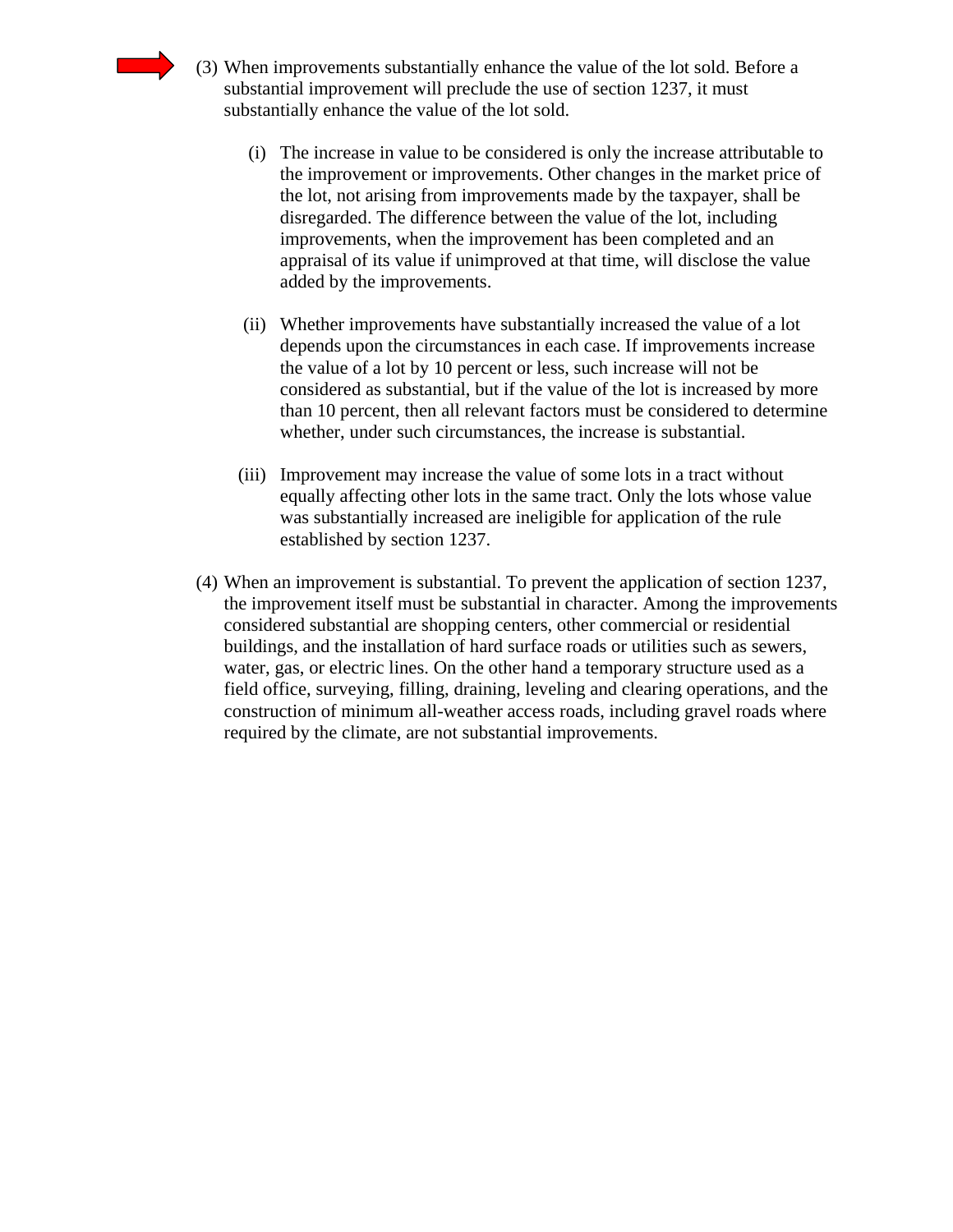(3) When improvements substantially enhance the value of the lot sold. Before a substantial improvement will preclude the use of section 1237, it must substantially enhance the value of the lot sold.

   (i) The increase in value to be considered is only the increase attributable to the improvement or improvements. Other changes in the market price of the lot, not arising from improvements made by the taxpayer, shall be disregarded. The difference between the value of the lot, including improvements, when the improvement has been completed and an appraisal of its value if unimproved at that time, will disclose the value added by the improvements.

   (ii) Whether improvements have substantially increased the value of a lot depends upon the circumstances in each case. If improvements increase the value of a lot by 10 percent or less, such increase will not be considered as substantial, but if the value of the lot is increased by more than 10 percent, then all relevant factors must be considered to determine whether, under such circumstances, the increase is substantial.

   (iii) Improvement may increase the value of some lots in a tract without equally affecting other lots in the same tract. Only the lots whose value was substantially increased are ineligible for application of the rule established by section 1237.

(4) When an improvement is substantial. To prevent the application of section 1237, the improvement itself must be substantial in character. Among the improvements considered substantial are shopping centers, other commercial or residential buildings, and the installation of hard surface roads or utilities such as sewers, water, gas, or electric lines. On the other hand a temporary structure used as a field office, surveying, filling, draining, leveling and clearing operations, and the construction of minimum all-weather access roads, including gravel roads where required by the climate, are not substantial improvements.